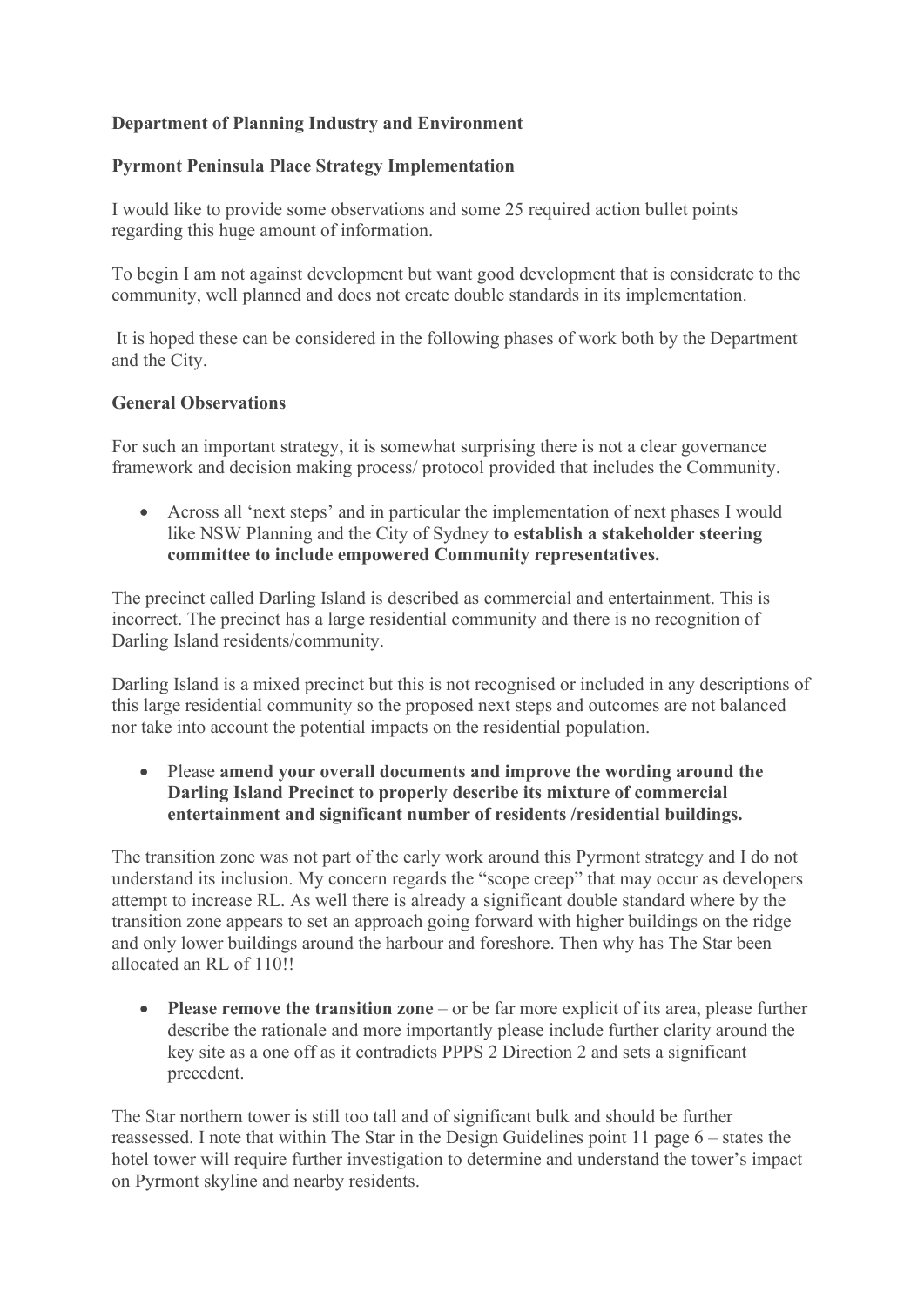**Department of Planning Industry and Environment**

**Pyrmont Peninsula Place Strategy Implementation**

I would like to provide some observations and some 25 required action bullet points regarding this huge amount of information.

To begin I am not against development but want good development that is considerate to the community, well planned and does not create double standards in its implementation.

It is hoped these can be considered in the following phases of work both by the Department and the City.

**General Observations**

For such an important strategy, it is somewhat surprising there is not a clear governance framework and decision making process/ protocol provided that includes the Community.

- Across all 'next steps' and in particular the implementation of next phases I would like NSW Planning and the City of Sydney **to establish a stakeholder steering committee to include empowered Community representatives.**

The precinct called Darling Island is described as commercial and entertainment. This is incorrect. The precinct has a large residential community and there is no recognition of Darling Island residents/community.

Darling Island is a mixed precinct but this is not recognised or included in any descriptions of this large residential community so the proposed next steps and outcomes are not balanced nor take into account the potential impacts on the residential population.

- Please **amend your overall documents and improve the wording around the Darling Island Precinct to properly describe its mixture of commercial entertainment and significant number of residents /residential buildings.**

The transition zone was not part of the early work around this Pyrmont strategy and I do not understand its inclusion. My concern regards the "scope creep" that may occur as developers attempt to increase RL. As well there is already a significant double standard where by the transition zone appears to set an approach going forward with higher buildings on the ridge and only lower buildings around the harbour and foreshore. Then why has The Star been allocated an RL of 110!!

- **Please remove the transition zone** – or be far more explicit of its area, please further describe the rationale and more importantly please include further clarity around the key site as a one off as it contradicts PPPS 2 Direction 2 and sets a significant precedent.

The Star northern tower is still too tall and of significant bulk and should be further reassessed. I note that within The Star in the Design Guidelines point 11 page 6 – states the hotel tower will require further investigation to determine and understand the tower's impact on Pyrmont skyline and nearby residents.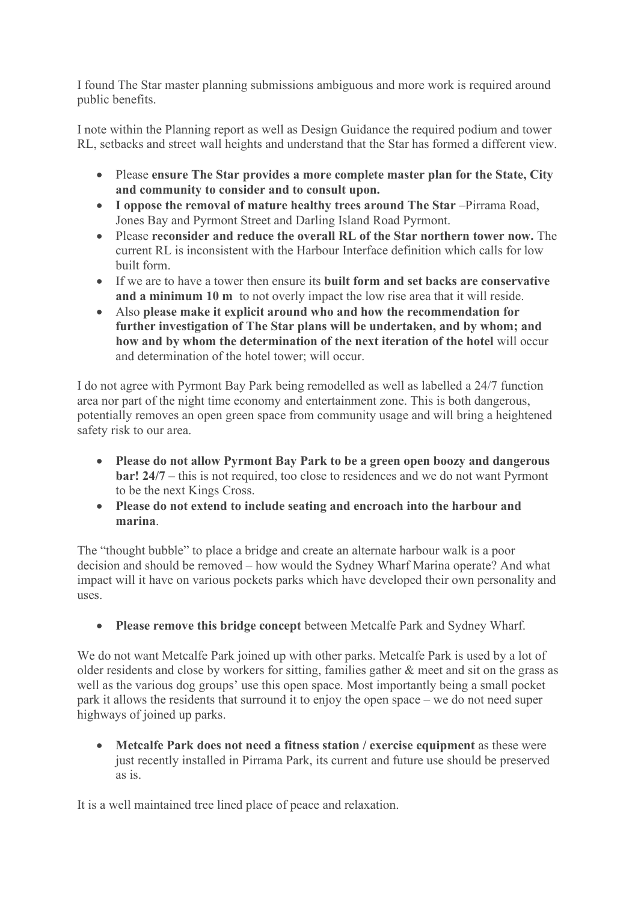I found The Star master planning submissions ambiguous and more work is required around public benefits.

I note within the Planning report as well as Design Guidance the required podium and tower RL, setbacks and street wall heights and understand that the Star has formed a different view.

- Please **ensure The Star provides a more complete master plan for the State, City and community to consider and to consult upon.**
- **I oppose the removal of mature healthy trees around The Star** –Pirrama Road, Jones Bay and Pyrmont Street and Darling Island Road Pyrmont.
- Please **reconsider and reduce the overall RL of the Star northern tower now.** The current RL is inconsistent with the Harbour Interface definition which calls for low built form.
- If we are to have a tower then ensure its **built form and set backs are conservative and a minimum 10 m** to not overly impact the low rise area that it will reside.
- Also **please make it explicit around who and how the recommendation for further investigation of The Star plans will be undertaken, and by whom; and how and by whom the determination of the next iteration of the hotel** will occur and determination of the hotel tower; will occur.

I do not agree with Pyrmont Bay Park being remodelled as well as labelled a 24/7 function area nor part of the night time economy and entertainment zone. This is both dangerous, potentially removes an open green space from community usage and will bring a heightened safety risk to our area.

- **Please do not allow Pyrmont Bay Park to be a green open boozy and dangerous bar! 24/7** – this is not required, too close to residences and we do not want Pyrmont to be the next Kings Cross.
- **Please do not extend to include seating and encroach into the harbour and marina**.

The "thought bubble" to place a bridge and create an alternate harbour walk is a poor decision and should be removed – how would the Sydney Wharf Marina operate? And what impact will it have on various pockets parks which have developed their own personality and uses.

- **Please remove this bridge concept** between Metcalfe Park and Sydney Wharf.

We do not want Metcalfe Park joined up with other parks. Metcalfe Park is used by a lot of older residents and close by workers for sitting, families gather & meet and sit on the grass as well as the various dog groups' use this open space. Most importantly being a small pocket park it allows the residents that surround it to enjoy the open space – we do not need super highways of joined up parks.

- **Metcalfe Park does not need a fitness station / exercise equipment** as these were just recently installed in Pirrama Park, its current and future use should be preserved as is.

It is a well maintained tree lined place of peace and relaxation.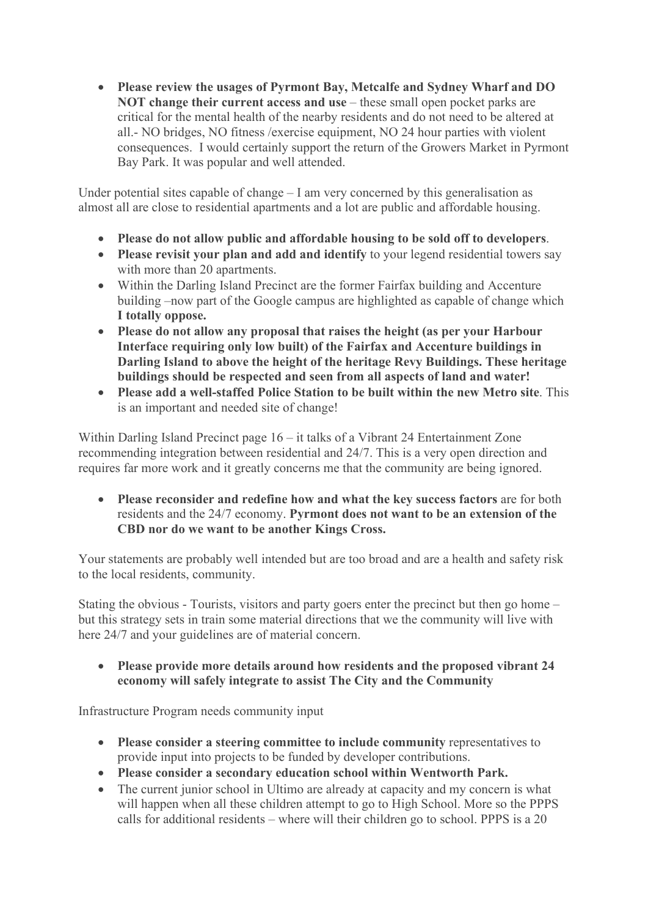- **Please review the usages of Pyrmont Bay, Metcalfe and Sydney Wharf and DO NOT change their current access and use** – these small open pocket parks are critical for the mental health of the nearby residents and do not need to be altered at all.- NO bridges, NO fitness /exercise equipment, NO 24 hour parties with violent consequences. I would certainly support the return of the Growers Market in Pyrmont Bay Park. It was popular and well attended.

Under potential sites capable of change – I am very concerned by this generalisation as almost all are close to residential apartments and a lot are public and affordable housing.

- **Please do not allow public and affordable housing to be sold off to developers**.
- **Please revisit your plan and add and identify** to your legend residential towers say with more than 20 apartments.
- Within the Darling Island Precinct are the former Fairfax building and Accenture building –now part of the Google campus are highlighted as capable of change which **I totally oppose.**
- **Please do not allow any proposal that raises the height (as per your Harbour Interface requiring only low built) of the Fairfax and Accenture buildings in Darling Island to above the height of the heritage Revy Buildings. These heritage buildings should be respected and seen from all aspects of land and water!**
- **Please add a well-staffed Police Station to be built within the new Metro site**. This is an important and needed site of change!

Within Darling Island Precinct page 16 – it talks of a Vibrant 24 Entertainment Zone recommending integration between residential and 24/7. This is a very open direction and requires far more work and it greatly concerns me that the community are being ignored.

- **Please reconsider and redefine how and what the key success factors** are for both residents and the 24/7 economy. **Pyrmont does not want to be an extension of the CBD nor do we want to be another Kings Cross.**

Your statements are probably well intended but are too broad and are a health and safety risk to the local residents, community.

Stating the obvious - Tourists, visitors and party goers enter the precinct but then go home – but this strategy sets in train some material directions that we the community will live with here 24/7 and your guidelines are of material concern.

- **Please provide more details around how residents and the proposed vibrant 24 economy will safely integrate to assist The City and the Community**

Infrastructure Program needs community input

- **Please consider a steering committee to include community** representatives to provide input into projects to be funded by developer contributions.
- **Please consider a secondary education school within Wentworth Park.**
- The current junior school in Ultimo are already at capacity and my concern is what will happen when all these children attempt to go to High School. More so the PPPS calls for additional residents – where will their children go to school. PPPS is a 20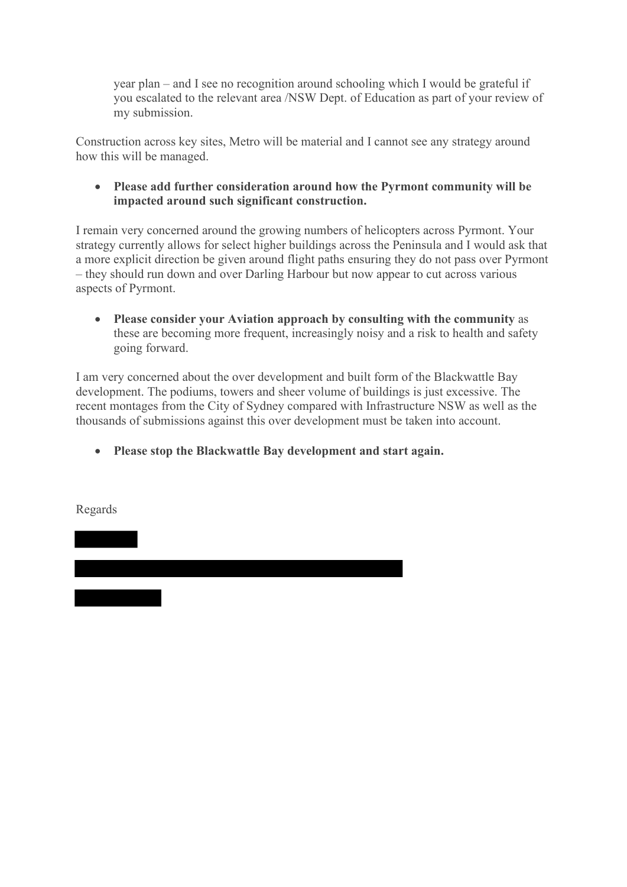year plan – and I see no recognition around schooling which I would be grateful if you escalated to the relevant area /NSW Dept. of Education as part of your review of my submission.

Construction across key sites, Metro will be material and I cannot see any strategy around how this will be managed.

- **Please add further consideration around how the Pyrmont community will be impacted around such significant construction.**

I remain very concerned around the growing numbers of helicopters across Pyrmont. Your strategy currently allows for select higher buildings across the Peninsula and I would ask that a more explicit direction be given around flight paths ensuring they do not pass over Pyrmont – they should run down and over Darling Harbour but now appear to cut across various aspects of Pyrmont.

- **Please consider your Aviation approach by consulting with the community** as these are becoming more frequent, increasingly noisy and a risk to health and safety going forward.

I am very concerned about the over development and built form of the Blackwattle Bay development. The podiums, towers and sheer volume of buildings is just excessive. The recent montages from the City of Sydney compared with Infrastructure NSW as well as the thousands of submissions against this over development must be taken into account.

- **Please stop the Blackwattle Bay development and start again.**

Regards